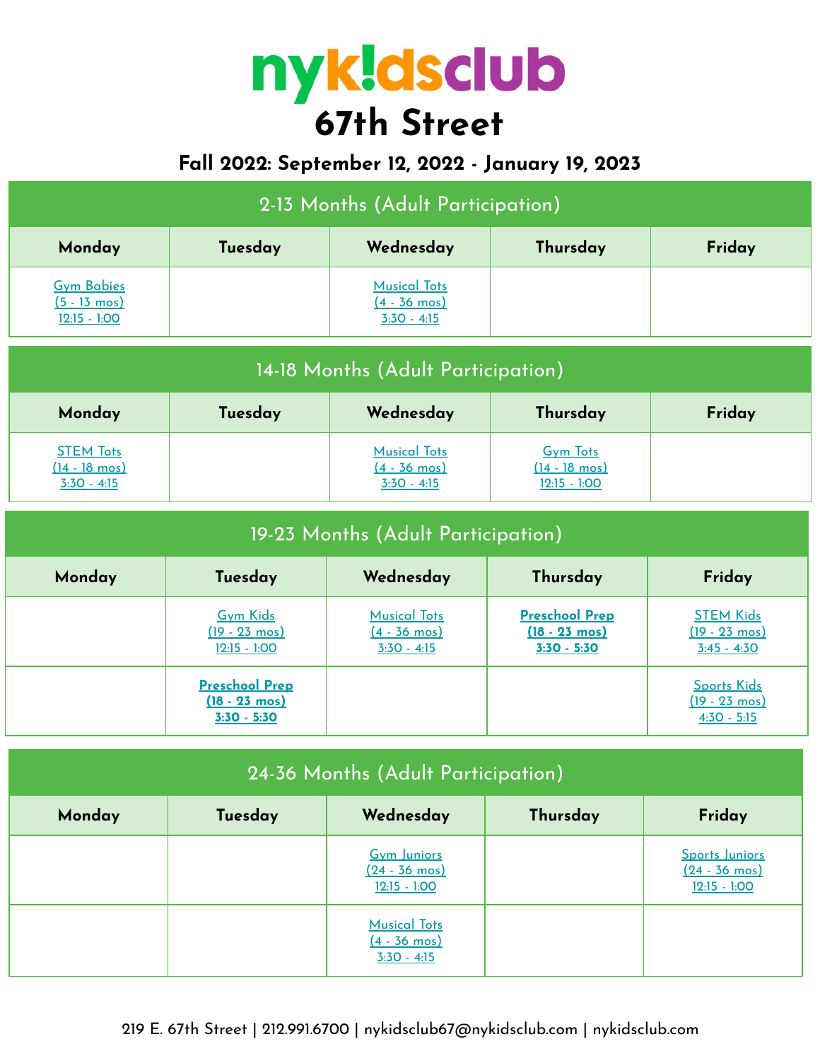# nyk!dsclub

# 67th Street

## Fall 2022: September 12, 2022 - January 19, 2023

### 2-13 Months (Adult Participation)

| Monday | Tuesday | Wednesday | Thursday | Friday |
|---|---|---|---|---|
| Gym Babies (5 - 13 mos) 12:15 - 1:00 | | Musical Tots (4 - 36 mos) 3:30 - 4:15 | | |

### 14-18 Months (Adult Participation)

| Monday | Tuesday | Wednesday | Thursday | Friday |
|---|---|---|---|---|
| STEM Tots (14 - 18 mos) 3:30 - 4:15 | | Musical Tots (4 - 36 mos) 3:30 - 4:15 | Gym Tots (14 - 18 mos) 12:15 - 1:00 | |

### 19-23 Months (Adult Participation)

| Monday | Tuesday | Wednesday | Thursday | Friday |
|---|---|---|---|---|
| | Gym Kids (19 - 23 mos) 12:15 - 1:00 | Musical Tots (4 - 36 mos) 3:30 - 4:15 | **Preschool Prep (18 - 23 mos) 3:30 - 5:30** | STEM Kids (19 - 23 mos) 3:45 - 4:30 |
| | **Preschool Prep (18 - 23 mos) 3:30 - 5:30** | | | Sports Kids (19 - 23 mos) 4:30 - 5:15 |

### 24-36 Months (Adult Participation)

| Monday | Tuesday | Wednesday | Thursday | Friday |
|---|---|---|---|---|
| | | Gym Juniors (24 - 36 mos) 12:15 - 1:00 | | Sports Juniors (24 - 36 mos) 12:15 - 1:00 |
| | | Musical Tots (4 - 36 mos) 3:30 - 4:15 | | |

219 E. 67th Street | 212.991.6700 | nykidsclub67@nykidsclub.com | nykidsclub.com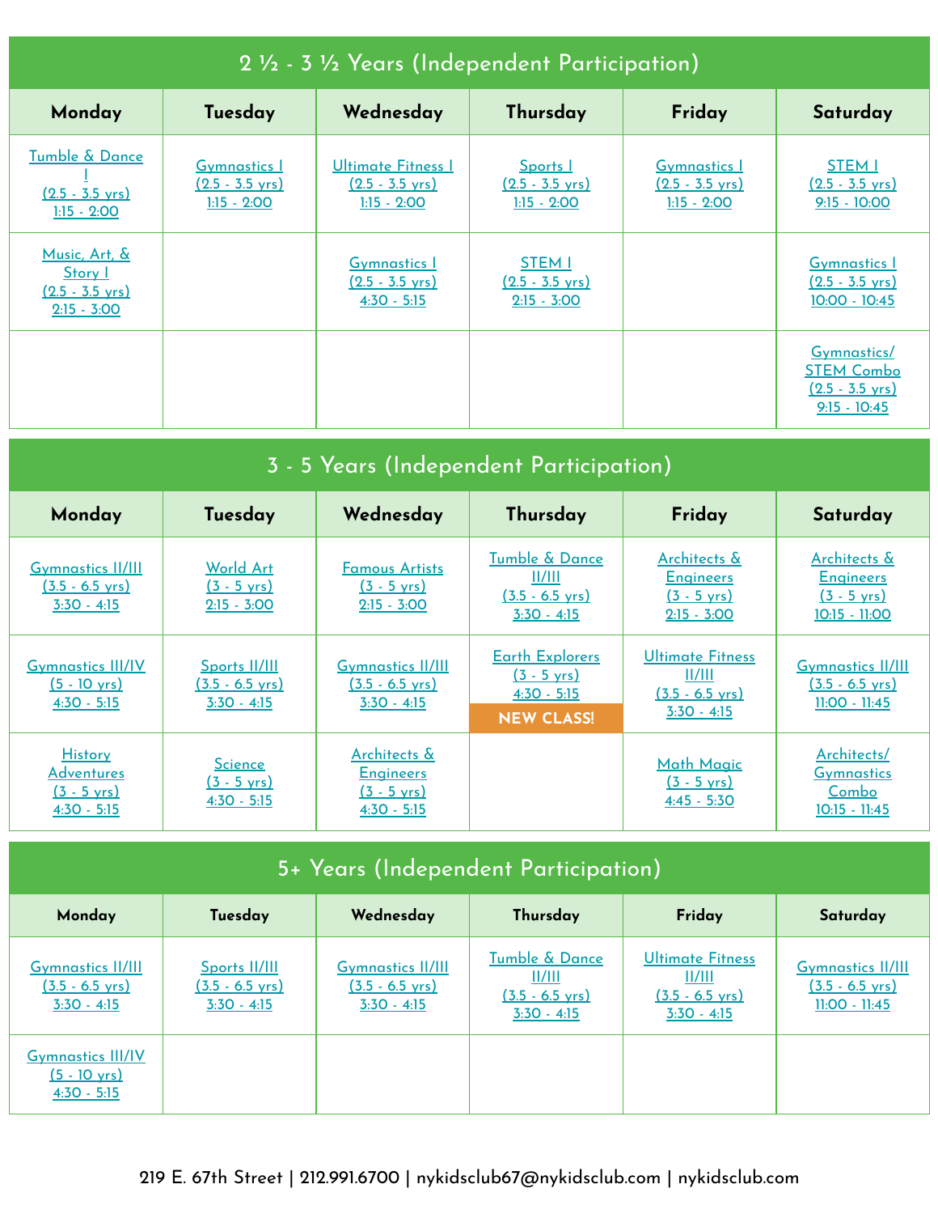## 2 ½ - 3 ½ Years (Independent Participation)

| Monday | Tuesday | Wednesday | Thursday | Friday | Saturday |
|---|---|---|---|---|---|
| Tumble & Dance I (2.5 - 3.5 yrs) 1:15 - 2:00 | Gymnastics I (2.5 - 3.5 yrs) 1:15 - 2:00 | Ultimate Fitness I (2.5 - 3.5 yrs) 1:15 - 2:00 | Sports I (2.5 - 3.5 yrs) 1:15 - 2:00 | Gymnastics I (2.5 - 3.5 yrs) 1:15 - 2:00 | STEM I (2.5 - 3.5 yrs) 9:15 - 10:00 |
| Music, Art, & Story I (2.5 - 3.5 yrs) 2:15 - 3:00 | | Gymnastics I (2.5 - 3.5 yrs) 4:30 - 5:15 | STEM I (2.5 - 3.5 yrs) 2:15 - 3:00 | | Gymnastics I (2.5 - 3.5 yrs) 10:00 - 10:45 |
| | | | | | Gymnastics/ STEM Combo (2.5 - 3.5 yrs) 9:15 - 10:45 |

## 3 - 5 Years (Independent Participation)

| Monday | Tuesday | Wednesday | Thursday | Friday | Saturday |
|---|---|---|---|---|---|
| Gymnastics II/III (3.5 - 6.5 yrs) 3:30 - 4:15 | World Art (3 - 5 yrs) 2:15 - 3:00 | Famous Artists (3 - 5 yrs) 2:15 - 3:00 | Tumble & Dance II/III (3.5 - 6.5 yrs) 3:30 - 4:15 | Architects & Engineers (3 - 5 yrs) 2:15 - 3:00 | Architects & Engineers (3 - 5 yrs) 10:15 - 11:00 |
| Gymnastics III/IV (5 - 10 yrs) 4:30 - 5:15 | Sports II/III (3.5 - 6.5 yrs) 3:30 - 4:15 | Gymnastics II/III (3.5 - 6.5 yrs) 3:30 - 4:15 | Earth Explorers (3 - 5 yrs) 4:30 - 5:15 **NEW CLASS!** | Ultimate Fitness II/III (3.5 - 6.5 yrs) 3:30 - 4:15 | Gymnastics II/III (3.5 - 6.5 yrs) 11:00 - 11:45 |
| History Adventures (3 - 5 yrs) 4:30 - 5:15 | Science (3 - 5 yrs) 4:30 - 5:15 | Architects & Engineers (3 - 5 yrs) 4:30 - 5:15 | | Math Magic (3 - 5 yrs) 4:45 - 5:30 | Architects/ Gymnastics Combo 10:15 - 11:45 |

## 5+ Years (Independent Participation)

| Monday | Tuesday | Wednesday | Thursday | Friday | Saturday |
|---|---|---|---|---|---|
| Gymnastics II/III (3.5 - 6.5 yrs) 3:30 - 4:15 | Sports II/III (3.5 - 6.5 yrs) 3:30 - 4:15 | Gymnastics II/III (3.5 - 6.5 yrs) 3:30 - 4:15 | Tumble & Dance II/III (3.5 - 6.5 yrs) 3:30 - 4:15 | Ultimate Fitness II/III (3.5 - 6.5 yrs) 3:30 - 4:15 | Gymnastics II/III (3.5 - 6.5 yrs) 11:00 - 11:45 |
| Gymnastics III/IV (5 - 10 yrs) 4:30 - 5:15 | | | | | |

219 E. 67th Street | 212.991.6700 | nykidsclub67@nykidsclub.com | nykidsclub.com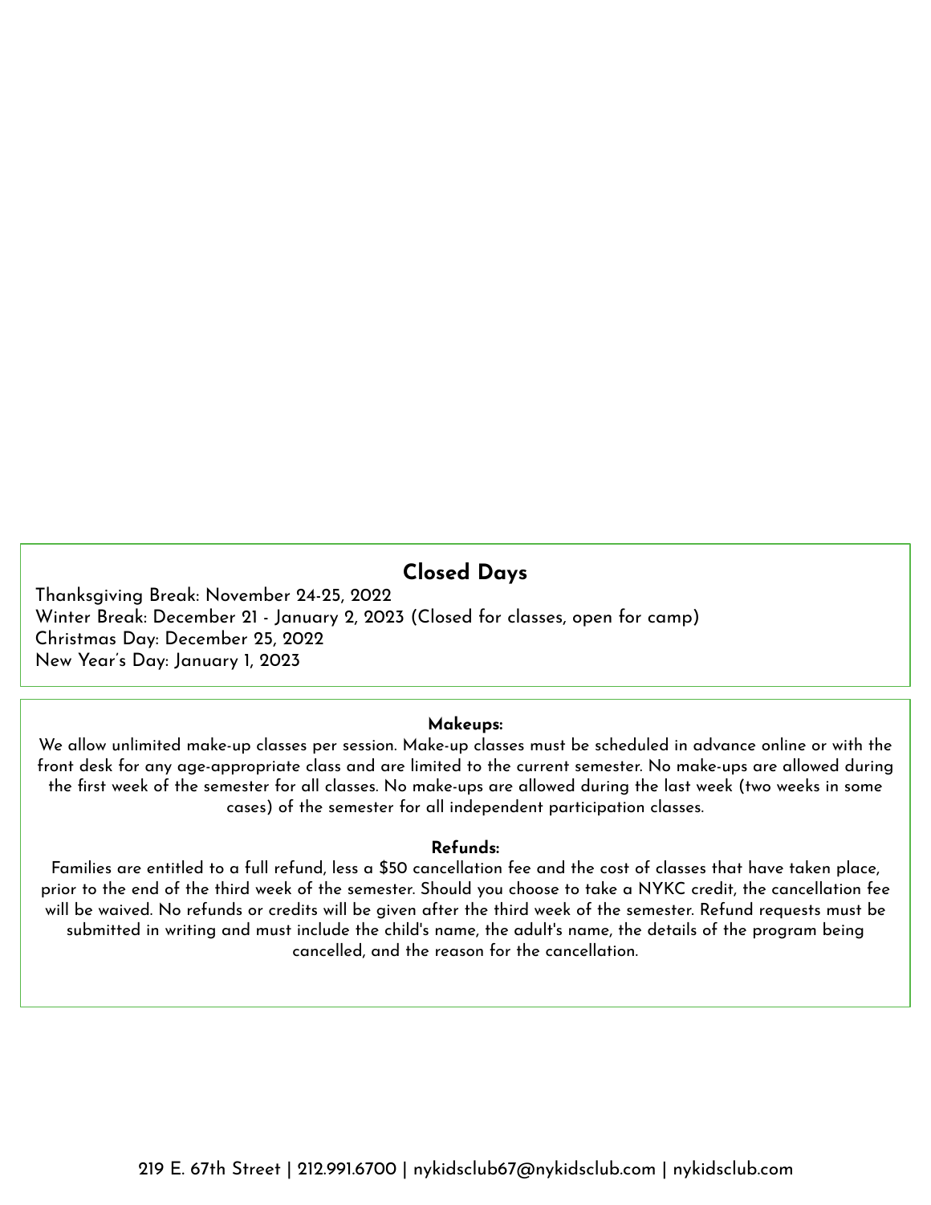## Closed Days

Thanksgiving Break: November 24-25, 2022
Winter Break: December 21 - January 2, 2023 (Closed for classes, open for camp)
Christmas Day: December 25, 2022
New Year's Day: January 1, 2023

**Makeups:**

We allow unlimited make-up classes per session. Make-up classes must be scheduled in advance online or with the front desk for any age-appropriate class and are limited to the current semester. No make-ups are allowed during the first week of the semester for all classes. No make-ups are allowed during the last week (two weeks in some cases) of the semester for all independent participation classes.

**Refunds:**

Families are entitled to a full refund, less a $50 cancellation fee and the cost of classes that have taken place, prior to the end of the third week of the semester. Should you choose to take a NYKC credit, the cancellation fee will be waived. No refunds or credits will be given after the third week of the semester. Refund requests must be submitted in writing and must include the child's name, the adult's name, the details of the program being cancelled, and the reason for the cancellation.

219 E. 67th Street | 212.991.6700 | nykidsclub67@nykidsclub.com | nykidsclub.com